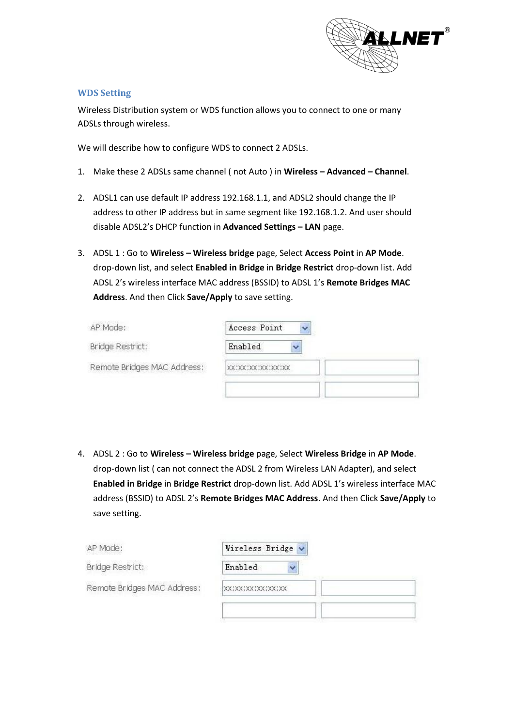## WDS Setting

Wireless Distribution system or WDS function allows you to connect to one or many ADSLs through wireless.

We will describe how to configure WDS to connect 2 ADSLs.

1. Make these 2 ADSLs same channel ( not Auto ) in **Wireless – Advanced – Channel**.

2. ADSL1 can use default IP address 192.168.1.1, and ADSL2 should change the IP address to other IP address but in same segment like 192.168.1.2. And user should disable ADSL2's DHCP function in **Advanced Settings – LAN** page.

3. ADSL 1 : Go to **Wireless – Wireless bridge** page, Select **Access Point** in **AP Mode**. drop-down list, and select **Enabled in Bridge** in **Bridge Restrict** drop-down list. Add ADSL 2's wireless interface MAC address (BSSID) to ADSL 1's **Remote Bridges MAC Address**. And then Click **Save/Apply** to save setting.

| | | |
|---|---|---|
| AP Mode: | Access Point | |
| Bridge Restrict: | Enabled | |
| Remote Bridges MAC Address: | xx:xx:xx:xx:xx:xx | |
| | | |

4. ADSL 2 : Go to **Wireless – Wireless bridge** page, Select **Wireless Bridge** in **AP Mode**. drop-down list ( can not connect the ADSL 2 from Wireless LAN Adapter), and select **Enabled in Bridge** in **Bridge Restrict** drop-down list. Add ADSL 1's wireless interface MAC address (BSSID) to ADSL 2's **Remote Bridges MAC Address**. And then Click **Save/Apply** to save setting.

| | | |
|---|---|---|
| AP Mode: | Wireless Bridge | |
| Bridge Restrict: | Enabled | |
| Remote Bridges MAC Address: | xx:xx:xx:xx:xx:xx | |
| | | |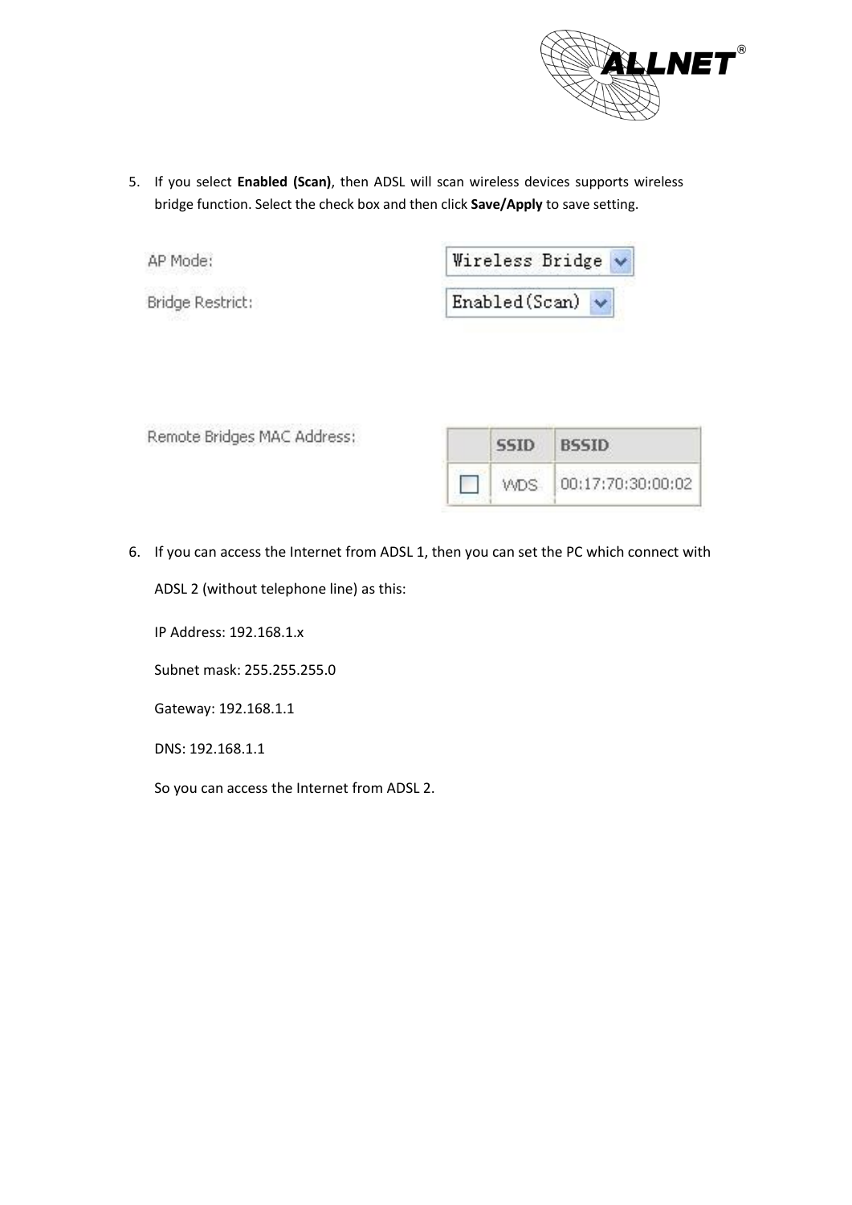5. If you select **Enabled (Scan)**, then ADSL will scan wireless devices supports wireless bridge function. Select the check box and then click **Save/Apply** to save setting.

AP Mode: Wireless Bridge

Bridge Restrict: Enabled(Scan)

Remote Bridges MAC Address:

| | SSID | BSSID |
|---|---|---|
| ☐ | WDS | 00:17:70:30:00:02 |

6. If you can access the Internet from ADSL 1, then you can set the PC which connect with ADSL 2 (without telephone line) as this:

   IP Address: 192.168.1.x

   Subnet mask: 255.255.255.0

   Gateway: 192.168.1.1

   DNS: 192.168.1.1

   So you can access the Internet from ADSL 2.